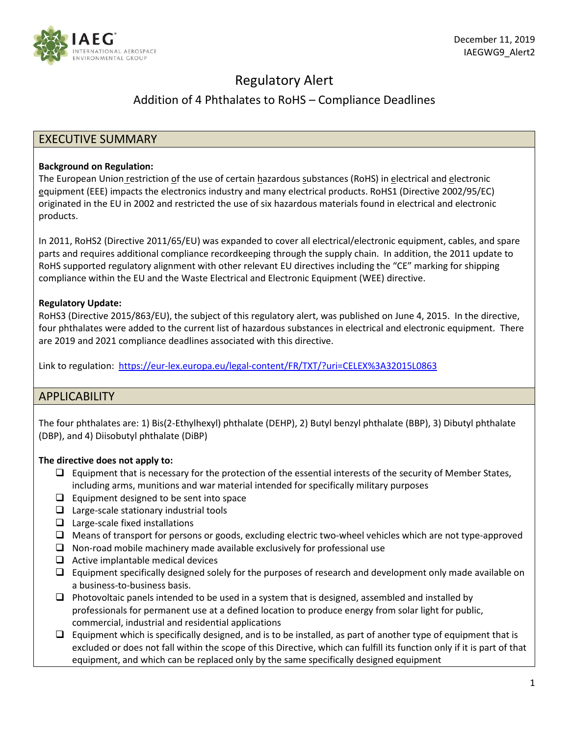December 11, 2019
IAEGWG9_Alert2

# Regulatory Alert

## Addition of 4 Phthalates to RoHS – Compliance Deadlines

## EXECUTIVE SUMMARY

**Background on Regulation:**
The European Union restriction of the use of certain hazardous substances (RoHS) in electrical and electronic equipment (EEE) impacts the electronics industry and many electrical products. RoHS1 (Directive 2002/95/EC) originated in the EU in 2002 and restricted the use of six hazardous materials found in electrical and electronic products.

In 2011, RoHS2 (Directive 2011/65/EU) was expanded to cover all electrical/electronic equipment, cables, and spare parts and requires additional compliance recordkeeping through the supply chain. In addition, the 2011 update to RoHS supported regulatory alignment with other relevant EU directives including the "CE" marking for shipping compliance within the EU and the Waste Electrical and Electronic Equipment (WEE) directive.

**Regulatory Update:**
RoHS3 (Directive 2015/863/EU), the subject of this regulatory alert, was published on June 4, 2015. In the directive, four phthalates were added to the current list of hazardous substances in electrical and electronic equipment. There are 2019 and 2021 compliance deadlines associated with this directive.

Link to regulation: https://eur-lex.europa.eu/legal-content/FR/TXT/?uri=CELEX%3A32015L0863

## APPLICABILITY

The four phthalates are: 1) Bis(2-Ethylhexyl) phthalate (DEHP), 2) Butyl benzyl phthalate (BBP), 3) Dibutyl phthalate (DBP), and 4) Diisobutyl phthalate (DiBP)

**The directive does not apply to:**

- ❑ Equipment that is necessary for the protection of the essential interests of the security of Member States, including arms, munitions and war material intended for specifically military purposes
- ❑ Equipment designed to be sent into space
- ❑ Large-scale stationary industrial tools
- ❑ Large-scale fixed installations
- ❑ Means of transport for persons or goods, excluding electric two-wheel vehicles which are not type-approved
- ❑ Non-road mobile machinery made available exclusively for professional use
- ❑ Active implantable medical devices
- ❑ Equipment specifically designed solely for the purposes of research and development only made available on a business-to-business basis.
- ❑ Photovoltaic panels intended to be used in a system that is designed, assembled and installed by professionals for permanent use at a defined location to produce energy from solar light for public, commercial, industrial and residential applications
- ❑ Equipment which is specifically designed, and is to be installed, as part of another type of equipment that is excluded or does not fall within the scope of this Directive, which can fulfill its function only if it is part of that equipment, and which can be replaced only by the same specifically designed equipment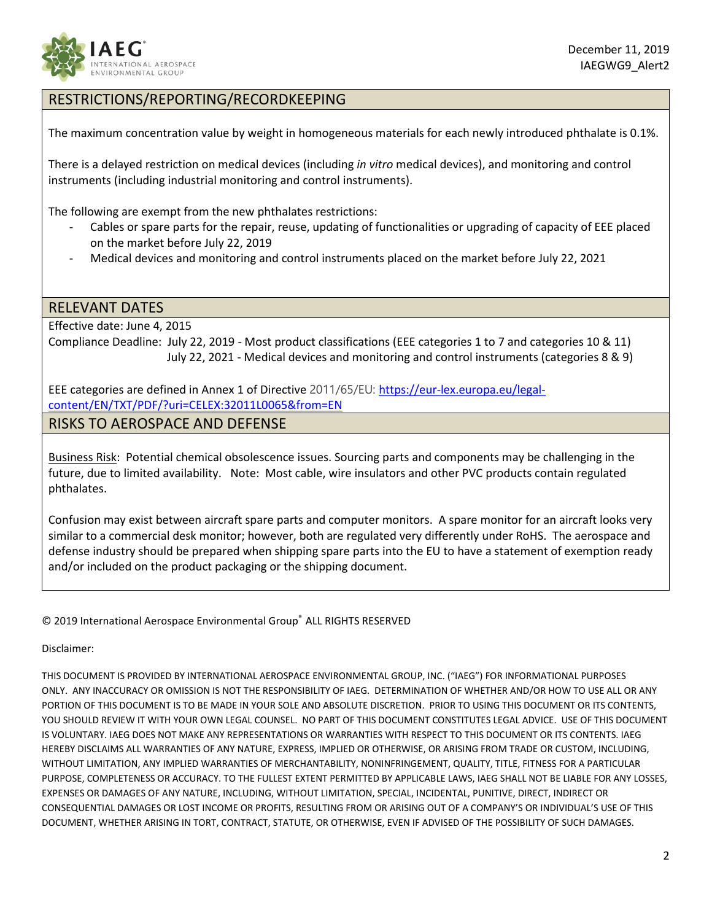## RESTRICTIONS/REPORTING/RECORDKEEPING

The maximum concentration value by weight in homogeneous materials for each newly introduced phthalate is 0.1%.

There is a delayed restriction on medical devices (including *in vitro* medical devices), and monitoring and control instruments (including industrial monitoring and control instruments).

The following are exempt from the new phthalates restrictions:

- Cables or spare parts for the repair, reuse, updating of functionalities or upgrading of capacity of EEE placed on the market before July 22, 2019
- Medical devices and monitoring and control instruments placed on the market before July 22, 2021

## RELEVANT DATES

Effective date: June 4, 2015

Compliance Deadline: July 22, 2019 - Most product classifications (EEE categories 1 to 7 and categories 10 & 11)
July 22, 2021 - Medical devices and monitoring and control instruments (categories 8 & 9)

EEE categories are defined in Annex 1 of Directive 2011/65/EU: [https://eur-lex.europa.eu/legal-content/EN/TXT/PDF/?uri=CELEX:32011L0065&from=EN](https://eur-lex.europa.eu/legal-content/EN/TXT/PDF/?uri=CELEX:32011L0065&from=EN)

## RISKS TO AEROSPACE AND DEFENSE

Business Risk: Potential chemical obsolescence issues. Sourcing parts and components may be challenging in the future, due to limited availability. Note: Most cable, wire insulators and other PVC products contain regulated phthalates.

Confusion may exist between aircraft spare parts and computer monitors. A spare monitor for an aircraft looks very similar to a commercial desk monitor; however, both are regulated very differently under RoHS. The aerospace and defense industry should be prepared when shipping spare parts into the EU to have a statement of exemption ready and/or included on the product packaging or the shipping document.

© 2019 International Aerospace Environmental Group® ALL RIGHTS RESERVED

Disclaimer:

THIS DOCUMENT IS PROVIDED BY INTERNATIONAL AEROSPACE ENVIRONMENTAL GROUP, INC. ("IAEG") FOR INFORMATIONAL PURPOSES ONLY. ANY INACCURACY OR OMISSION IS NOT THE RESPONSIBILITY OF IAEG. DETERMINATION OF WHETHER AND/OR HOW TO USE ALL OR ANY PORTION OF THIS DOCUMENT IS TO BE MADE IN YOUR SOLE AND ABSOLUTE DISCRETION. PRIOR TO USING THIS DOCUMENT OR ITS CONTENTS, YOU SHOULD REVIEW IT WITH YOUR OWN LEGAL COUNSEL. NO PART OF THIS DOCUMENT CONSTITUTES LEGAL ADVICE. USE OF THIS DOCUMENT IS VOLUNTARY. IAEG DOES NOT MAKE ANY REPRESENTATIONS OR WARRANTIES WITH RESPECT TO THIS DOCUMENT OR ITS CONTENTS. IAEG HEREBY DISCLAIMS ALL WARRANTIES OF ANY NATURE, EXPRESS, IMPLIED OR OTHERWISE, OR ARISING FROM TRADE OR CUSTOM, INCLUDING, WITHOUT LIMITATION, ANY IMPLIED WARRANTIES OF MERCHANTABILITY, NONINFRINGEMENT, QUALITY, TITLE, FITNESS FOR A PARTICULAR PURPOSE, COMPLETENESS OR ACCURACY. TO THE FULLEST EXTENT PERMITTED BY APPLICABLE LAWS, IAEG SHALL NOT BE LIABLE FOR ANY LOSSES, EXPENSES OR DAMAGES OF ANY NATURE, INCLUDING, WITHOUT LIMITATION, SPECIAL, INCIDENTAL, PUNITIVE, DIRECT, INDIRECT OR CONSEQUENTIAL DAMAGES OR LOST INCOME OR PROFITS, RESULTING FROM OR ARISING OUT OF A COMPANY'S OR INDIVIDUAL'S USE OF THIS DOCUMENT, WHETHER ARISING IN TORT, CONTRACT, STATUTE, OR OTHERWISE, EVEN IF ADVISED OF THE POSSIBILITY OF SUCH DAMAGES.